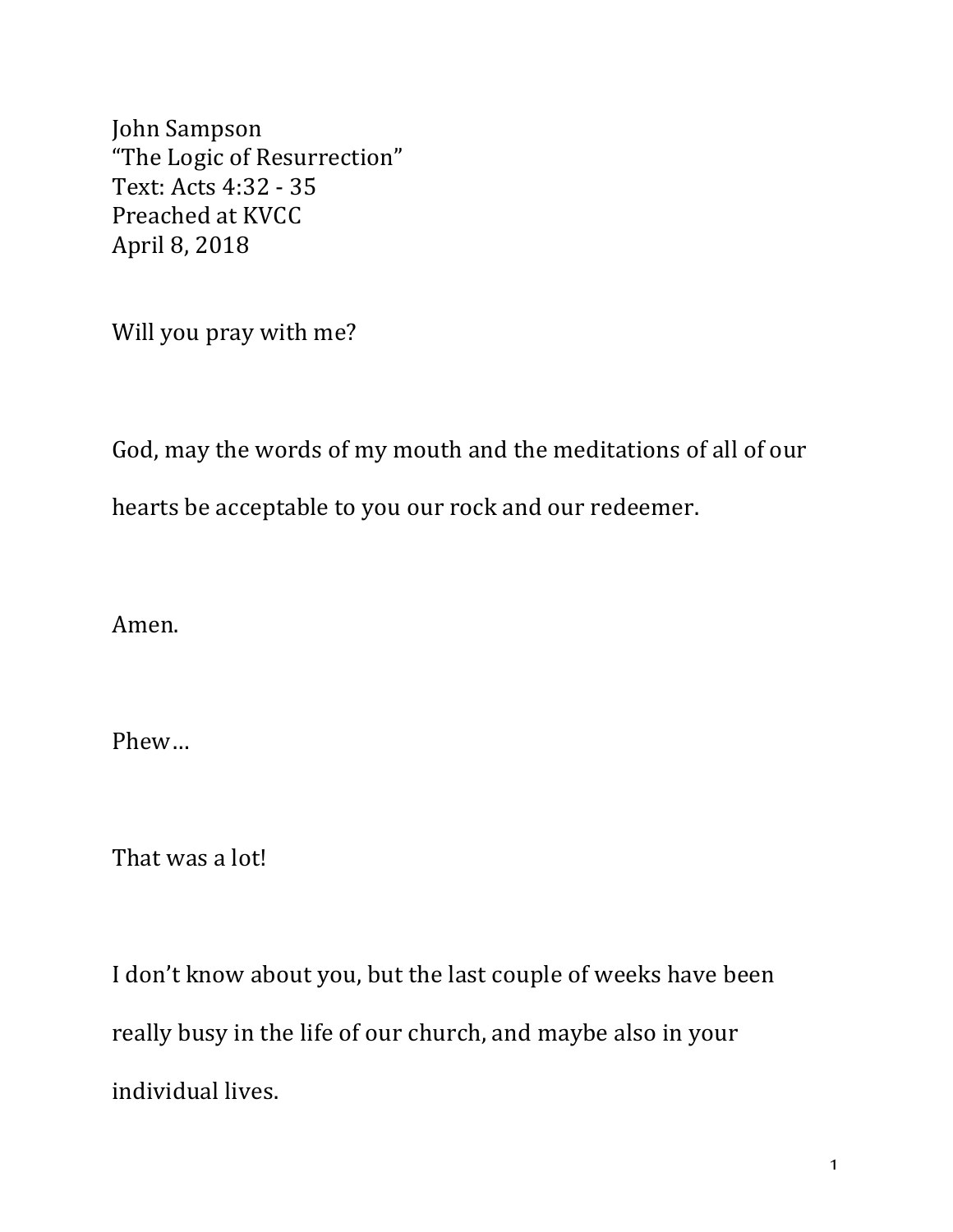John Sampson
"The Logic of Resurrection"
Text: Acts 4:32 - 35
Preached at KVCC
April 8, 2018

Will you pray with me?

God, may the words of my mouth and the meditations of all of our hearts be acceptable to you our rock and our redeemer.

Amen.

Phew…

That was a lot!

I don't know about you, but the last couple of weeks have been really busy in the life of our church, and maybe also in your individual lives.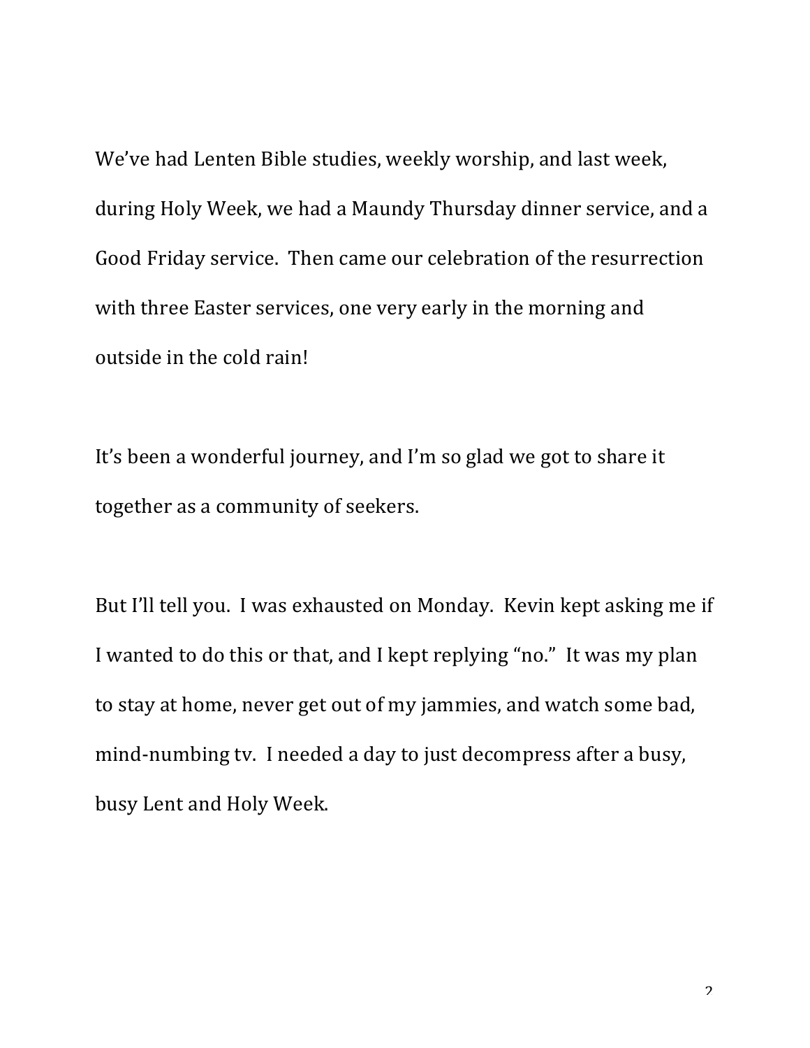We've had Lenten Bible studies, weekly worship, and last week, during Holy Week, we had a Maundy Thursday dinner service, and a Good Friday service. Then came our celebration of the resurrection with three Easter services, one very early in the morning and outside in the cold rain!

It's been a wonderful journey, and I'm so glad we got to share it together as a community of seekers.

But I'll tell you. I was exhausted on Monday. Kevin kept asking me if I wanted to do this or that, and I kept replying "no." It was my plan to stay at home, never get out of my jammies, and watch some bad, mind-numbing tv. I needed a day to just decompress after a busy, busy Lent and Holy Week.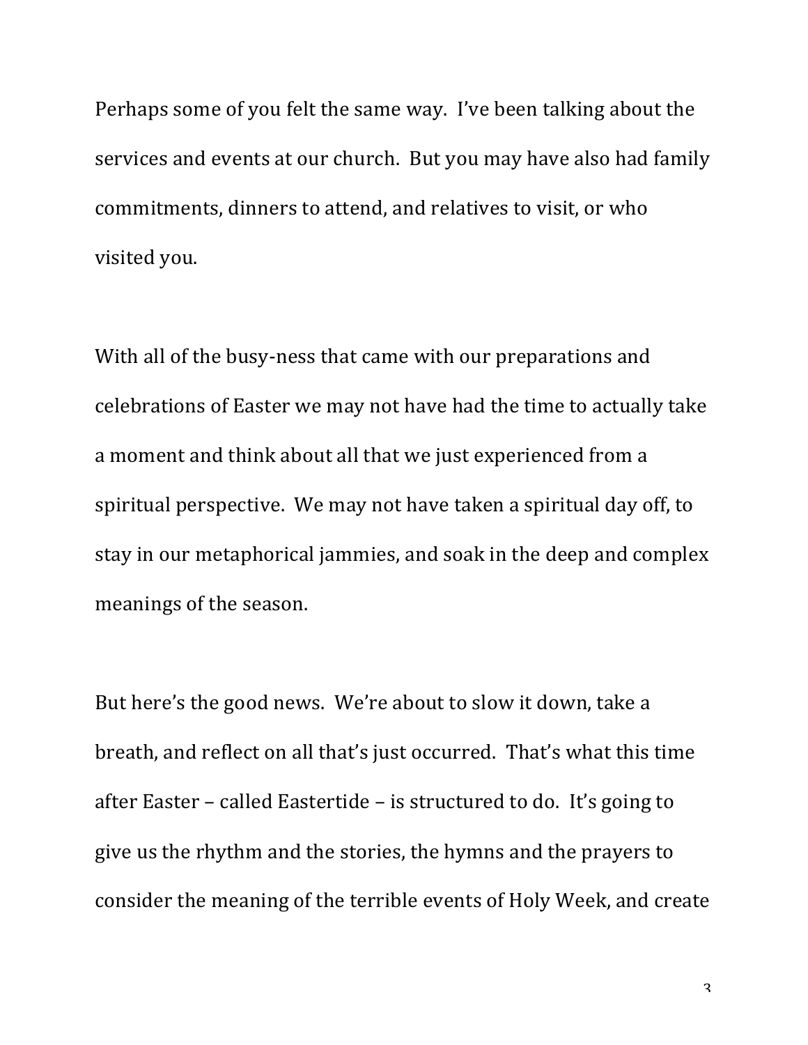Perhaps some of you felt the same way.  I've been talking about the services and events at our church.  But you may have also had family commitments, dinners to attend, and relatives to visit, or who visited you.

With all of the busy-ness that came with our preparations and celebrations of Easter we may not have had the time to actually take a moment and think about all that we just experienced from a spiritual perspective.  We may not have taken a spiritual day off, to stay in our metaphorical jammies, and soak in the deep and complex meanings of the season.

But here's the good news.  We're about to slow it down, take a breath, and reflect on all that's just occurred.  That's what this time after Easter – called Eastertide – is structured to do.  It's going to give us the rhythm and the stories, the hymns and the prayers to consider the meaning of the terrible events of Holy Week, and create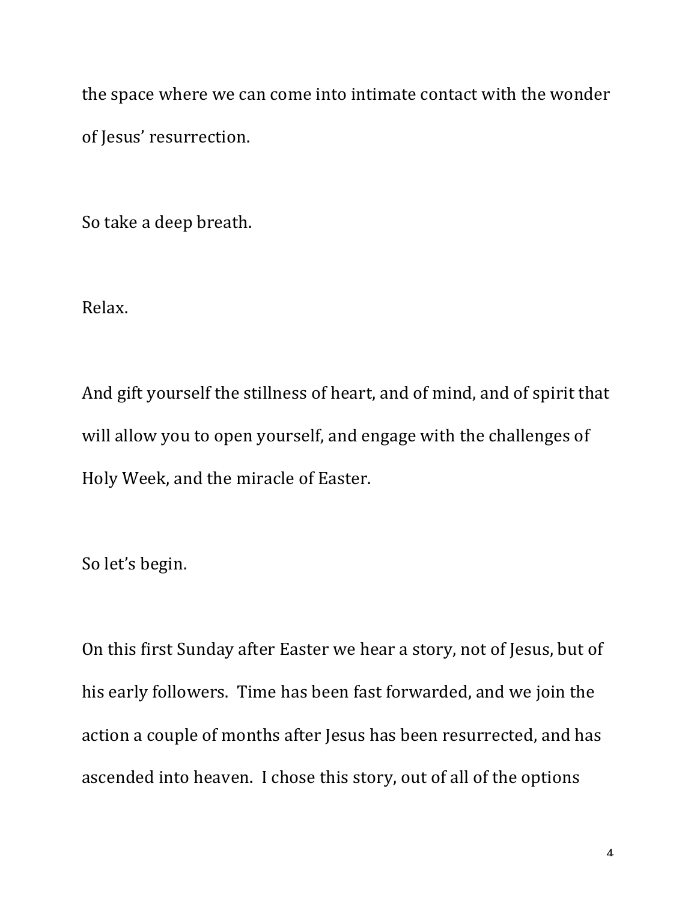the space where we can come into intimate contact with the wonder of Jesus' resurrection.

So take a deep breath.

Relax.

And gift yourself the stillness of heart, and of mind, and of spirit that will allow you to open yourself, and engage with the challenges of Holy Week, and the miracle of Easter.

So let's begin.

On this first Sunday after Easter we hear a story, not of Jesus, but of his early followers. Time has been fast forwarded, and we join the action a couple of months after Jesus has been resurrected, and has ascended into heaven. I chose this story, out of all of the options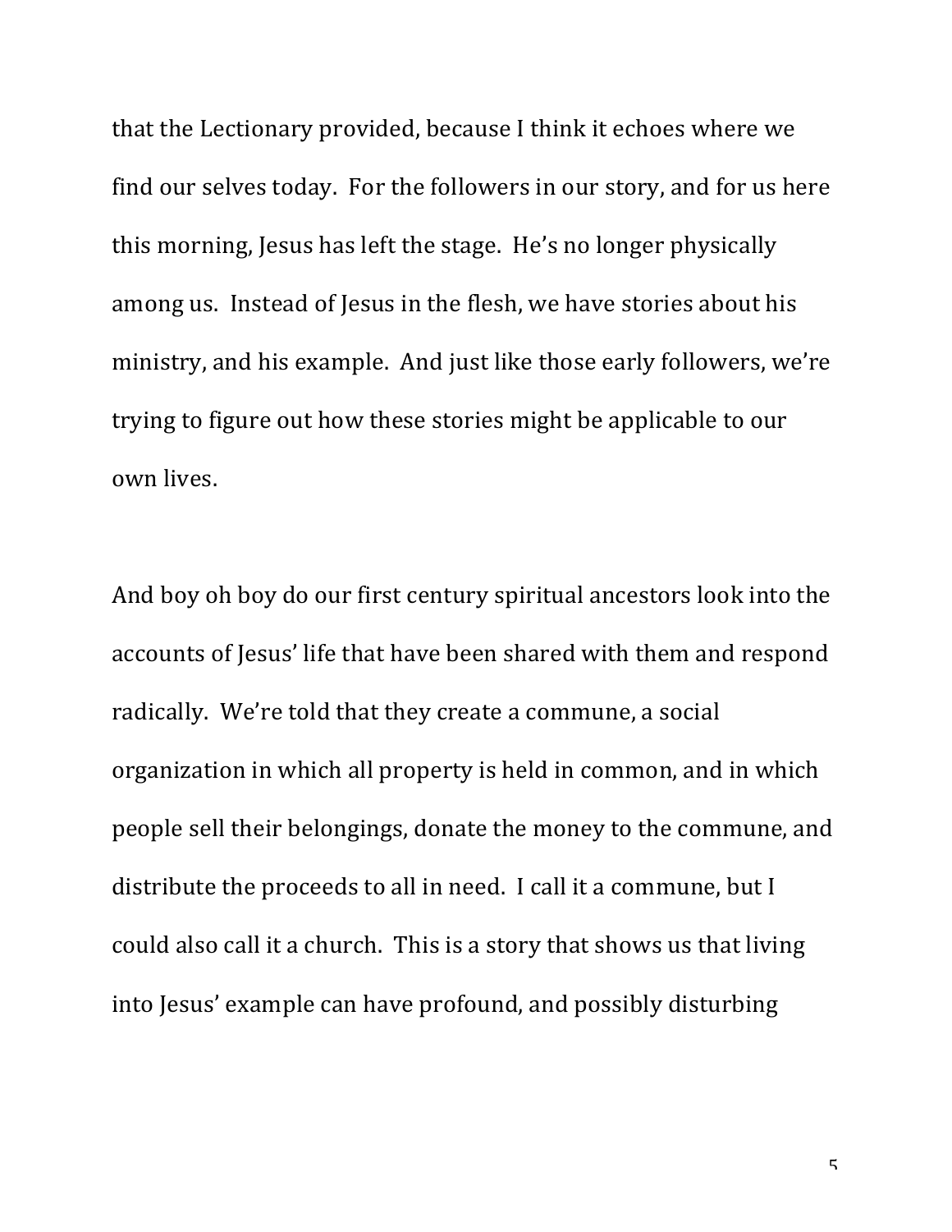that the Lectionary provided, because I think it echoes where we find our selves today. For the followers in our story, and for us here this morning, Jesus has left the stage. He's no longer physically among us. Instead of Jesus in the flesh, we have stories about his ministry, and his example. And just like those early followers, we're trying to figure out how these stories might be applicable to our own lives.

And boy oh boy do our first century spiritual ancestors look into the accounts of Jesus' life that have been shared with them and respond radically. We're told that they create a commune, a social organization in which all property is held in common, and in which people sell their belongings, donate the money to the commune, and distribute the proceeds to all in need. I call it a commune, but I could also call it a church. This is a story that shows us that living into Jesus' example can have profound, and possibly disturbing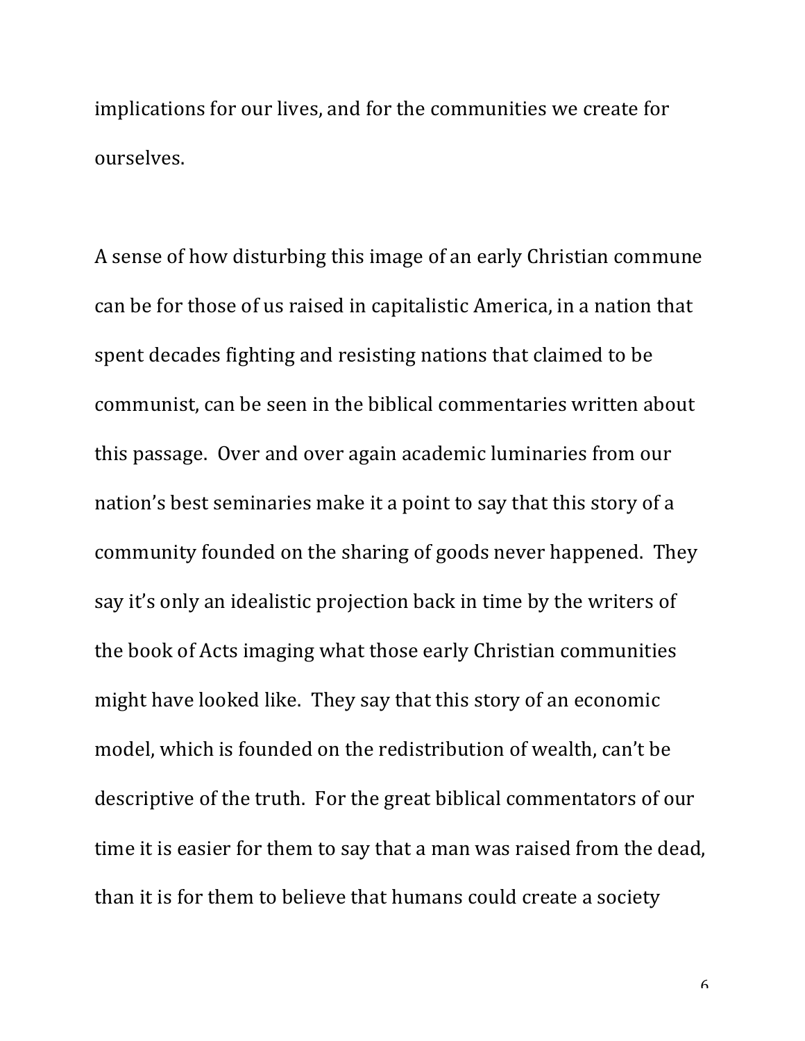implications for our lives, and for the communities we create for ourselves.

A sense of how disturbing this image of an early Christian commune can be for those of us raised in capitalistic America, in a nation that spent decades fighting and resisting nations that claimed to be communist, can be seen in the biblical commentaries written about this passage. Over and over again academic luminaries from our nation's best seminaries make it a point to say that this story of a community founded on the sharing of goods never happened. They say it's only an idealistic projection back in time by the writers of the book of Acts imaging what those early Christian communities might have looked like. They say that this story of an economic model, which is founded on the redistribution of wealth, can't be descriptive of the truth. For the great biblical commentators of our time it is easier for them to say that a man was raised from the dead, than it is for them to believe that humans could create a society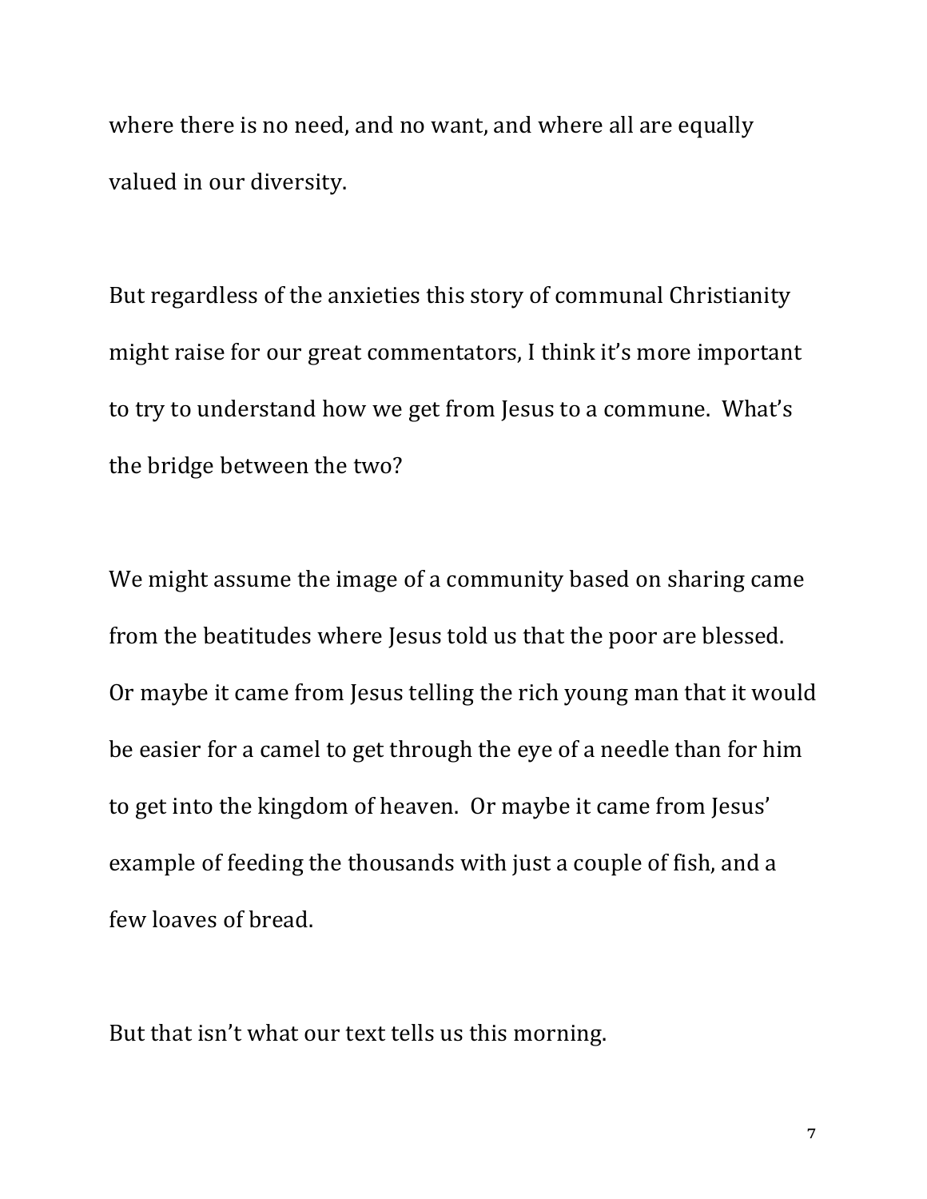where there is no need, and no want, and where all are equally valued in our diversity.

But regardless of the anxieties this story of communal Christianity might raise for our great commentators, I think it's more important to try to understand how we get from Jesus to a commune. What's the bridge between the two?

We might assume the image of a community based on sharing came from the beatitudes where Jesus told us that the poor are blessed. Or maybe it came from Jesus telling the rich young man that it would be easier for a camel to get through the eye of a needle than for him to get into the kingdom of heaven. Or maybe it came from Jesus' example of feeding the thousands with just a couple of fish, and a few loaves of bread.

But that isn't what our text tells us this morning.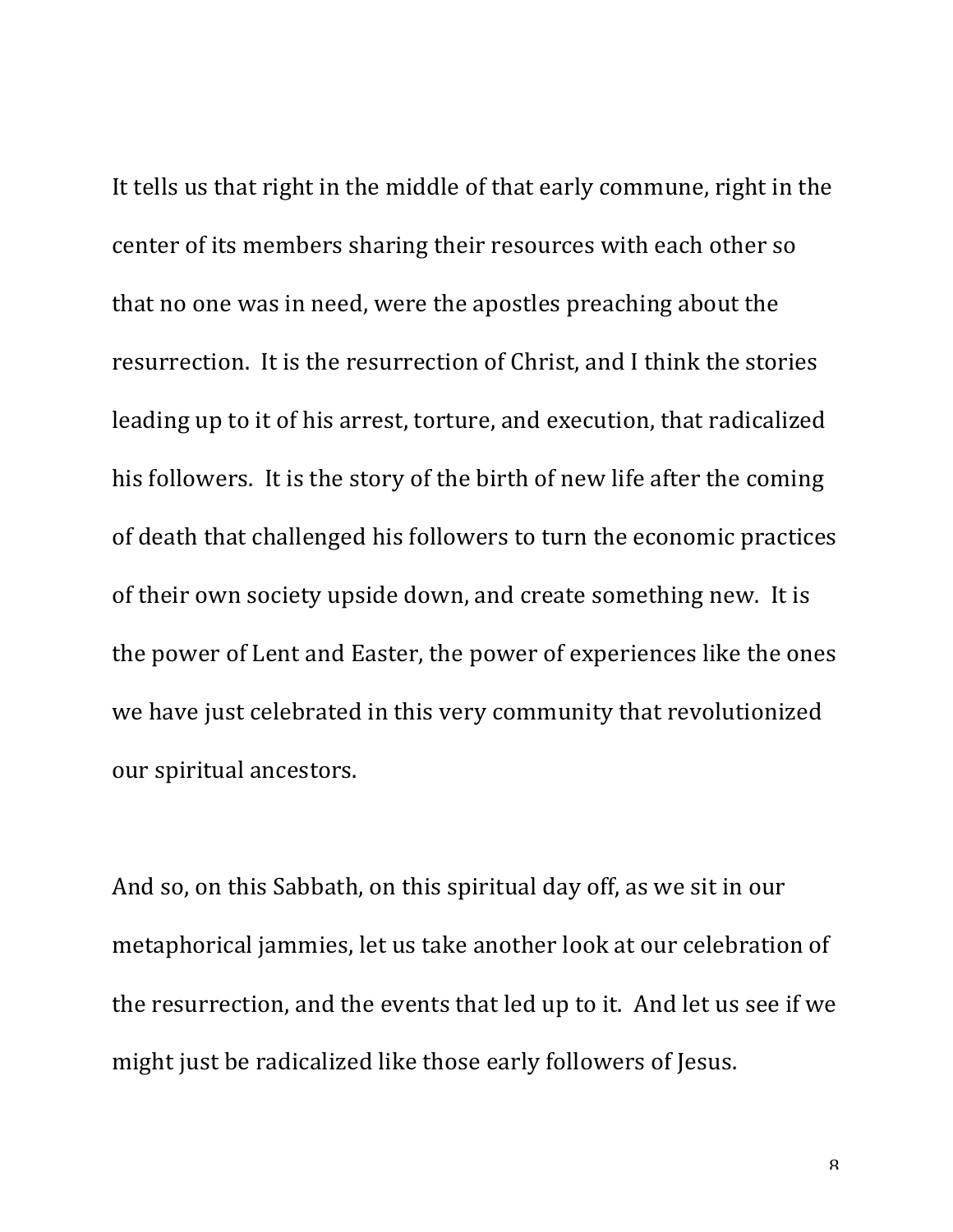It tells us that right in the middle of that early commune, right in the center of its members sharing their resources with each other so that no one was in need, were the apostles preaching about the resurrection. It is the resurrection of Christ, and I think the stories leading up to it of his arrest, torture, and execution, that radicalized his followers. It is the story of the birth of new life after the coming of death that challenged his followers to turn the economic practices of their own society upside down, and create something new. It is the power of Lent and Easter, the power of experiences like the ones we have just celebrated in this very community that revolutionized our spiritual ancestors.

And so, on this Sabbath, on this spiritual day off, as we sit in our metaphorical jammies, let us take another look at our celebration of the resurrection, and the events that led up to it. And let us see if we might just be radicalized like those early followers of Jesus.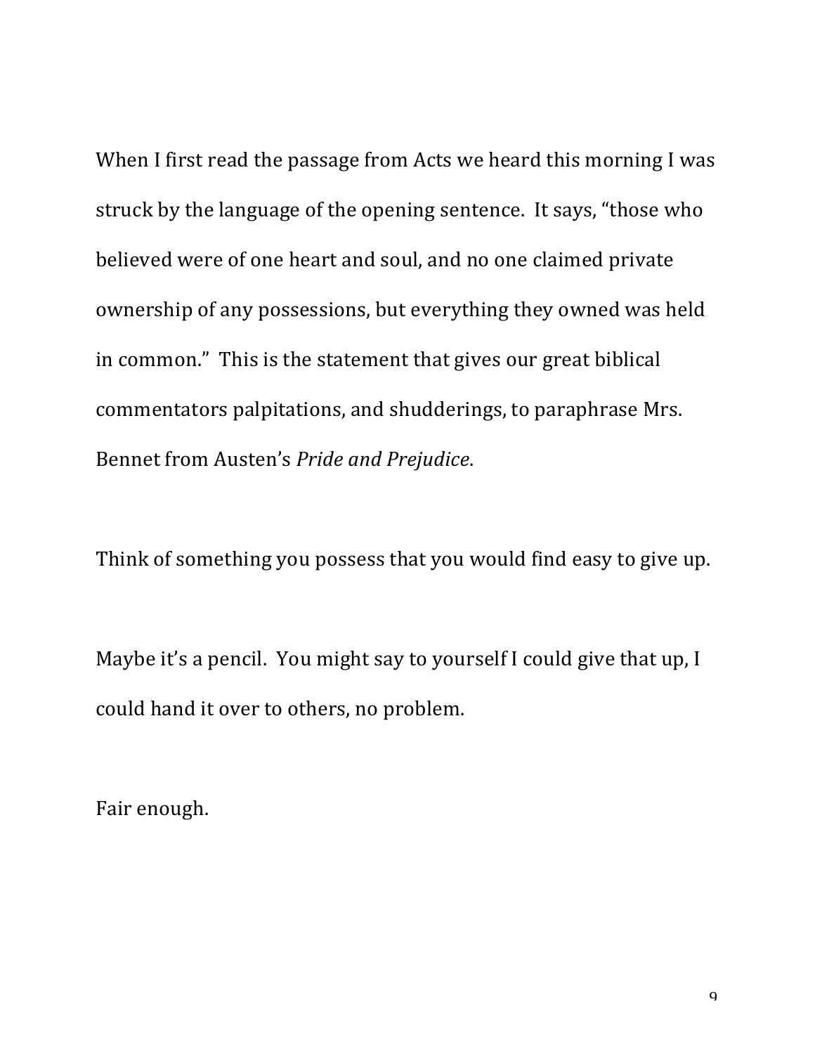When I first read the passage from Acts we heard this morning I was struck by the language of the opening sentence. It says, "those who believed were of one heart and soul, and no one claimed private ownership of any possessions, but everything they owned was held in common." This is the statement that gives our great biblical commentators palpitations, and shudderings, to paraphrase Mrs. Bennet from Austen's *Pride and Prejudice*.

Think of something you possess that you would find easy to give up.

Maybe it's a pencil. You might say to yourself I could give that up, I could hand it over to others, no problem.

Fair enough.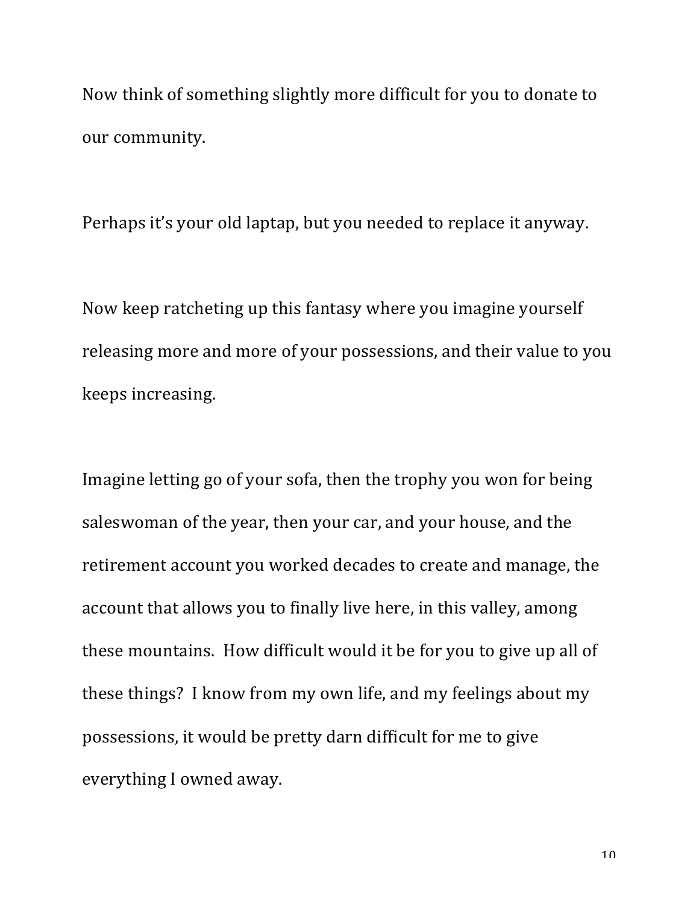Now think of something slightly more difficult for you to donate to our community.

Perhaps it's your old laptap, but you needed to replace it anyway.

Now keep ratcheting up this fantasy where you imagine yourself releasing more and more of your possessions, and their value to you keeps increasing.

Imagine letting go of your sofa, then the trophy you won for being saleswoman of the year, then your car, and your house, and the retirement account you worked decades to create and manage, the account that allows you to finally live here, in this valley, among these mountains. How difficult would it be for you to give up all of these things? I know from my own life, and my feelings about my possessions, it would be pretty darn difficult for me to give everything I owned away.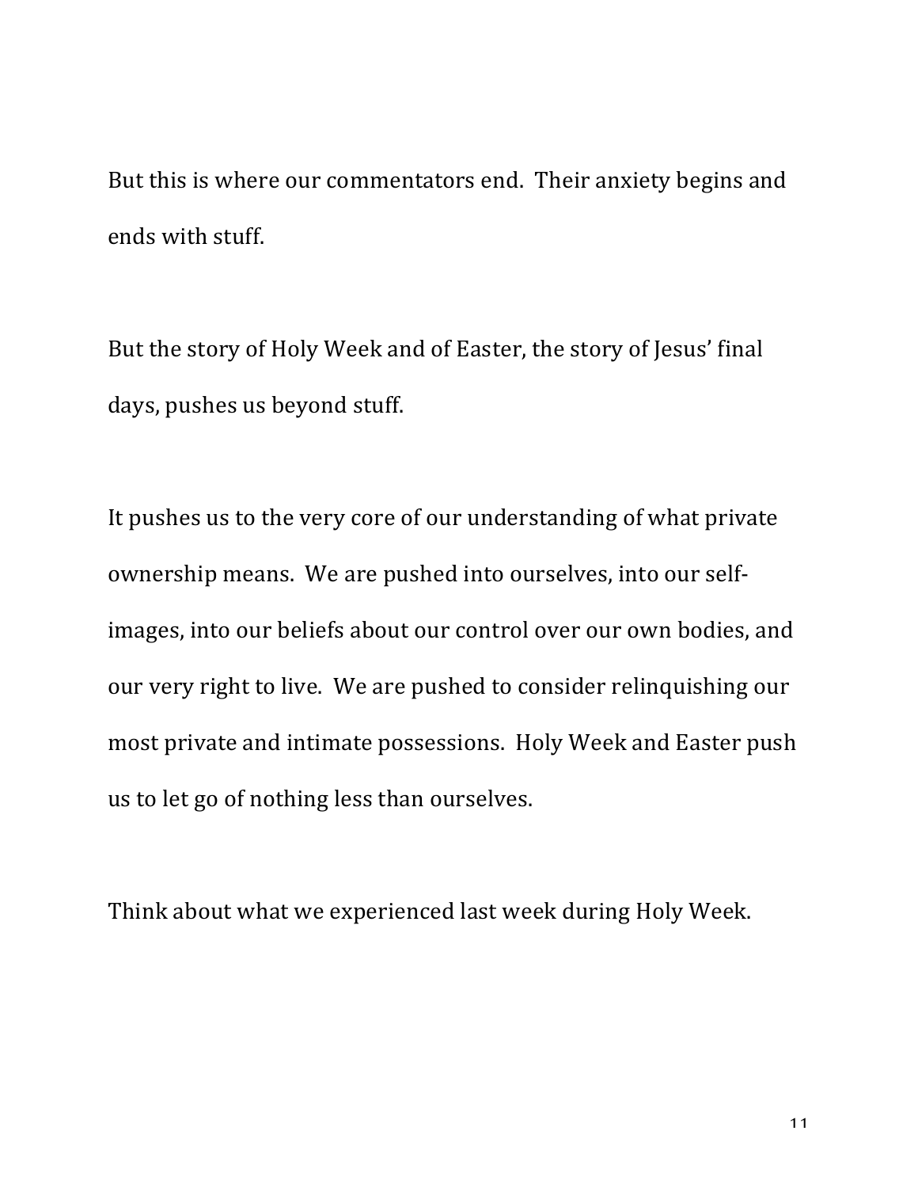But this is where our commentators end. Their anxiety begins and ends with stuff.

But the story of Holy Week and of Easter, the story of Jesus' final days, pushes us beyond stuff.

It pushes us to the very core of our understanding of what private ownership means. We are pushed into ourselves, into our self-images, into our beliefs about our control over our own bodies, and our very right to live. We are pushed to consider relinquishing our most private and intimate possessions. Holy Week and Easter push us to let go of nothing less than ourselves.

Think about what we experienced last week during Holy Week.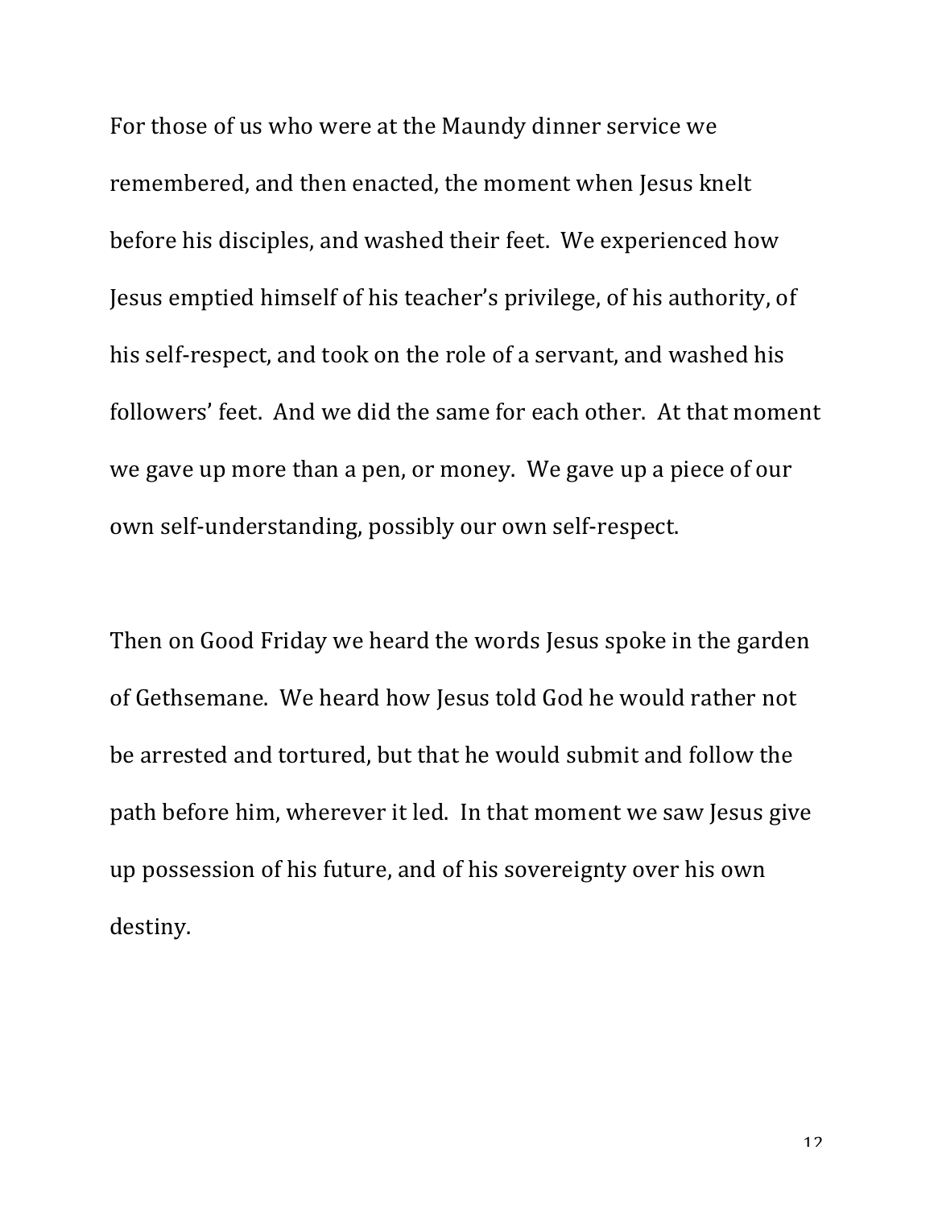For those of us who were at the Maundy dinner service we remembered, and then enacted, the moment when Jesus knelt before his disciples, and washed their feet. We experienced how Jesus emptied himself of his teacher's privilege, of his authority, of his self-respect, and took on the role of a servant, and washed his followers' feet. And we did the same for each other. At that moment we gave up more than a pen, or money. We gave up a piece of our own self-understanding, possibly our own self-respect.

Then on Good Friday we heard the words Jesus spoke in the garden of Gethsemane. We heard how Jesus told God he would rather not be arrested and tortured, but that he would submit and follow the path before him, wherever it led. In that moment we saw Jesus give up possession of his future, and of his sovereignty over his own destiny.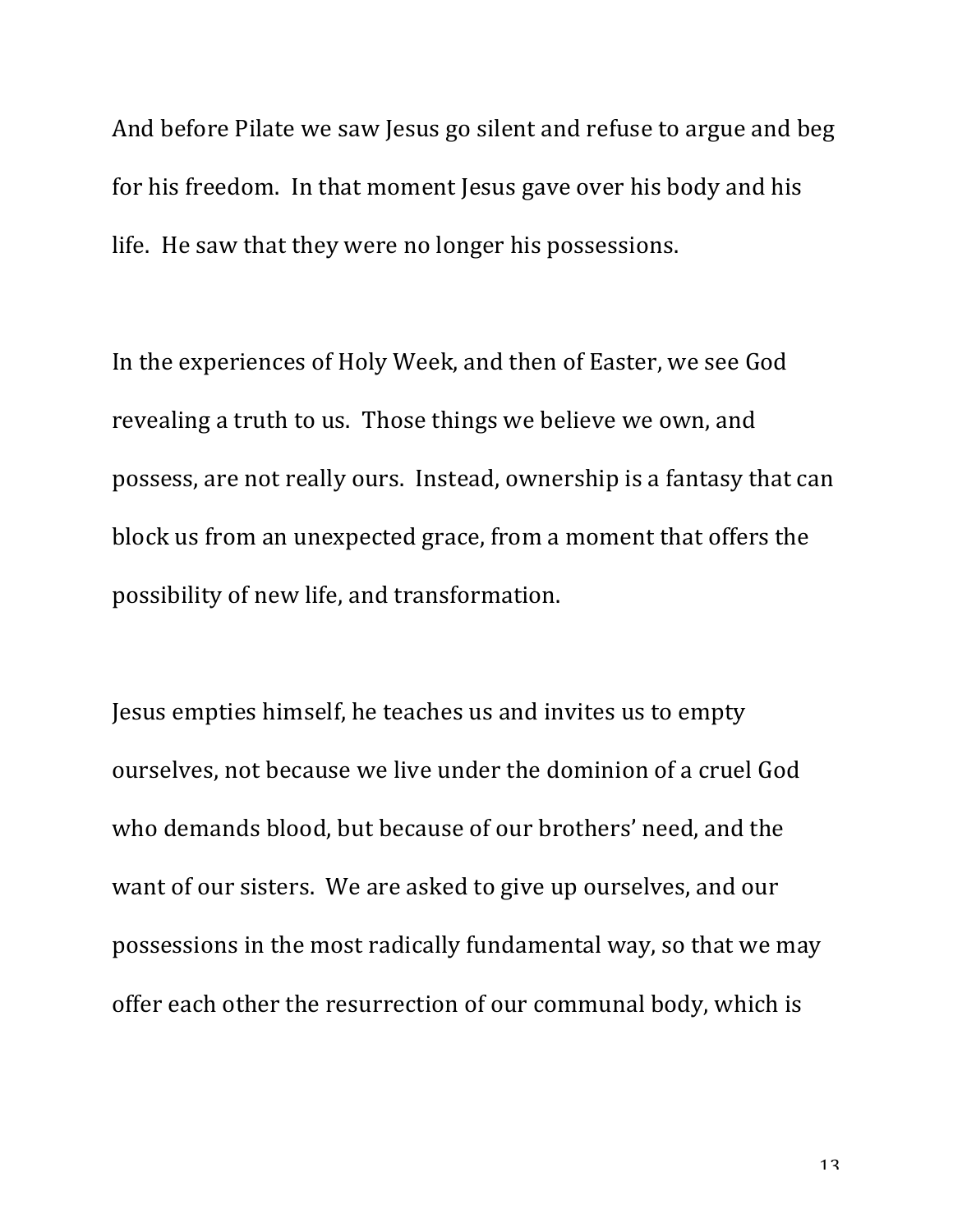And before Pilate we saw Jesus go silent and refuse to argue and beg for his freedom. In that moment Jesus gave over his body and his life. He saw that they were no longer his possessions.

In the experiences of Holy Week, and then of Easter, we see God revealing a truth to us. Those things we believe we own, and possess, are not really ours. Instead, ownership is a fantasy that can block us from an unexpected grace, from a moment that offers the possibility of new life, and transformation.

Jesus empties himself, he teaches us and invites us to empty ourselves, not because we live under the dominion of a cruel God who demands blood, but because of our brothers' need, and the want of our sisters. We are asked to give up ourselves, and our possessions in the most radically fundamental way, so that we may offer each other the resurrection of our communal body, which is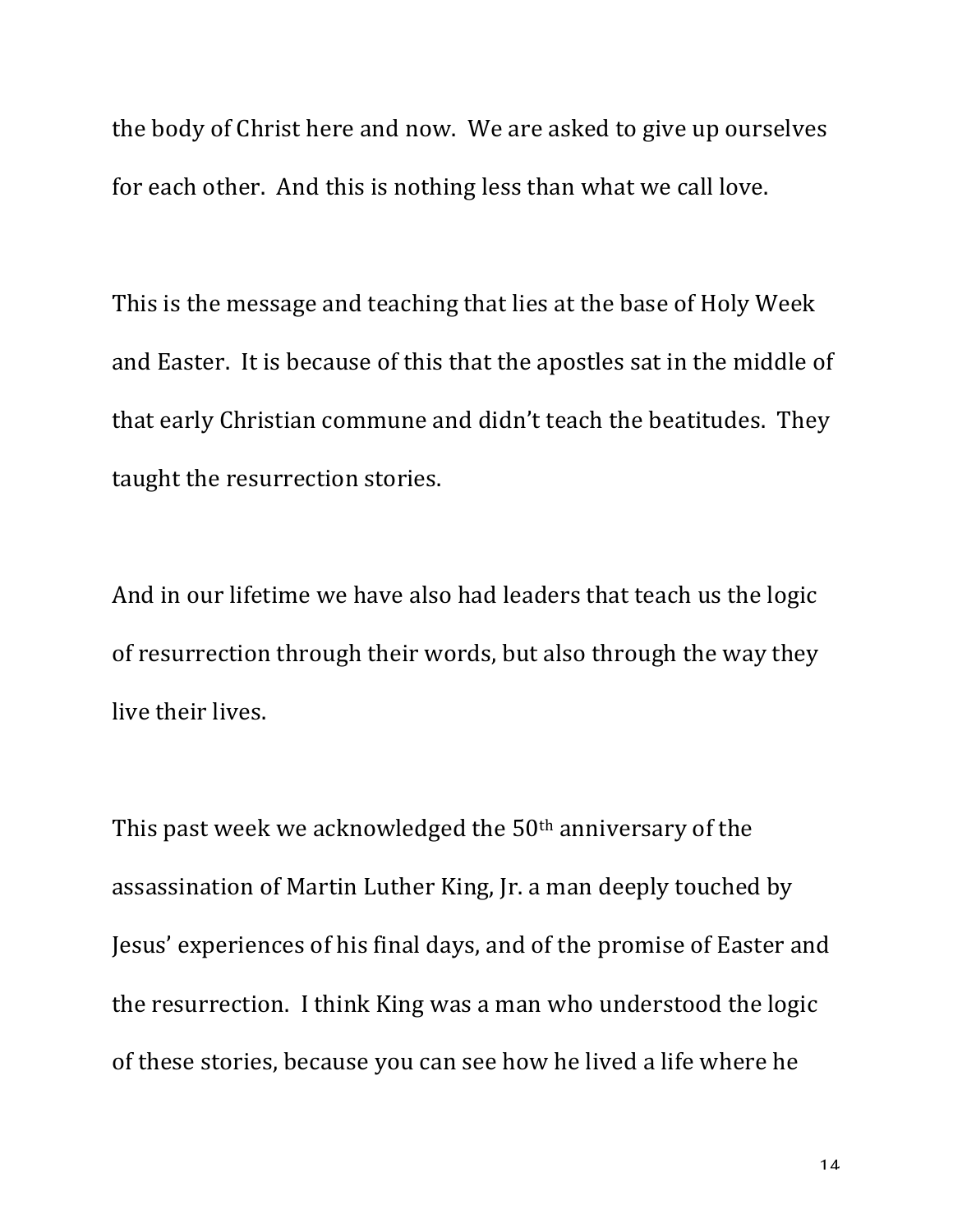the body of Christ here and now. We are asked to give up ourselves for each other. And this is nothing less than what we call love.

This is the message and teaching that lies at the base of Holy Week and Easter. It is because of this that the apostles sat in the middle of that early Christian commune and didn't teach the beatitudes. They taught the resurrection stories.

And in our lifetime we have also had leaders that teach us the logic of resurrection through their words, but also through the way they live their lives.

This past week we acknowledged the 50th anniversary of the assassination of Martin Luther King, Jr. a man deeply touched by Jesus' experiences of his final days, and of the promise of Easter and the resurrection. I think King was a man who understood the logic of these stories, because you can see how he lived a life where he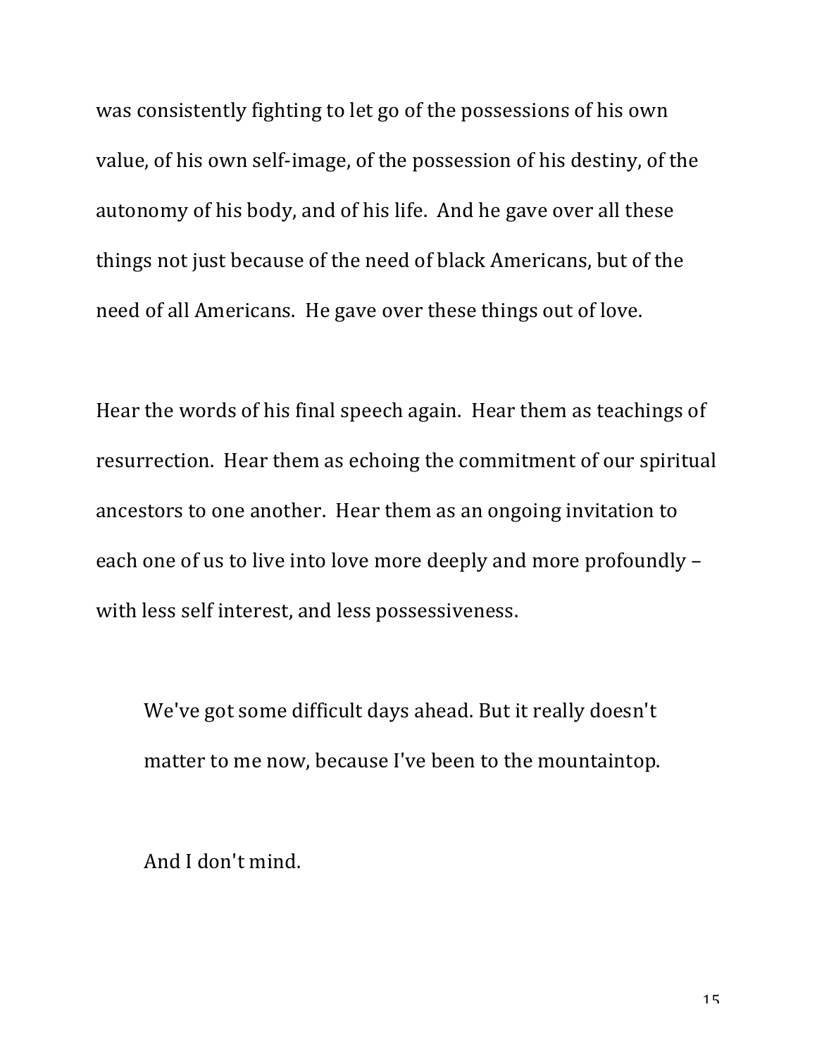was consistently fighting to let go of the possessions of his own value, of his own self-image, of the possession of his destiny, of the autonomy of his body, and of his life. And he gave over all these things not just because of the need of black Americans, but of the need of all Americans. He gave over these things out of love.

Hear the words of his final speech again. Hear them as teachings of resurrection. Hear them as echoing the commitment of our spiritual ancestors to one another. Hear them as an ongoing invitation to each one of us to live into love more deeply and more profoundly – with less self interest, and less possessiveness.

> We've got some difficult days ahead. But it really doesn't matter to me now, because I've been to the mountaintop.
>
> And I don't mind.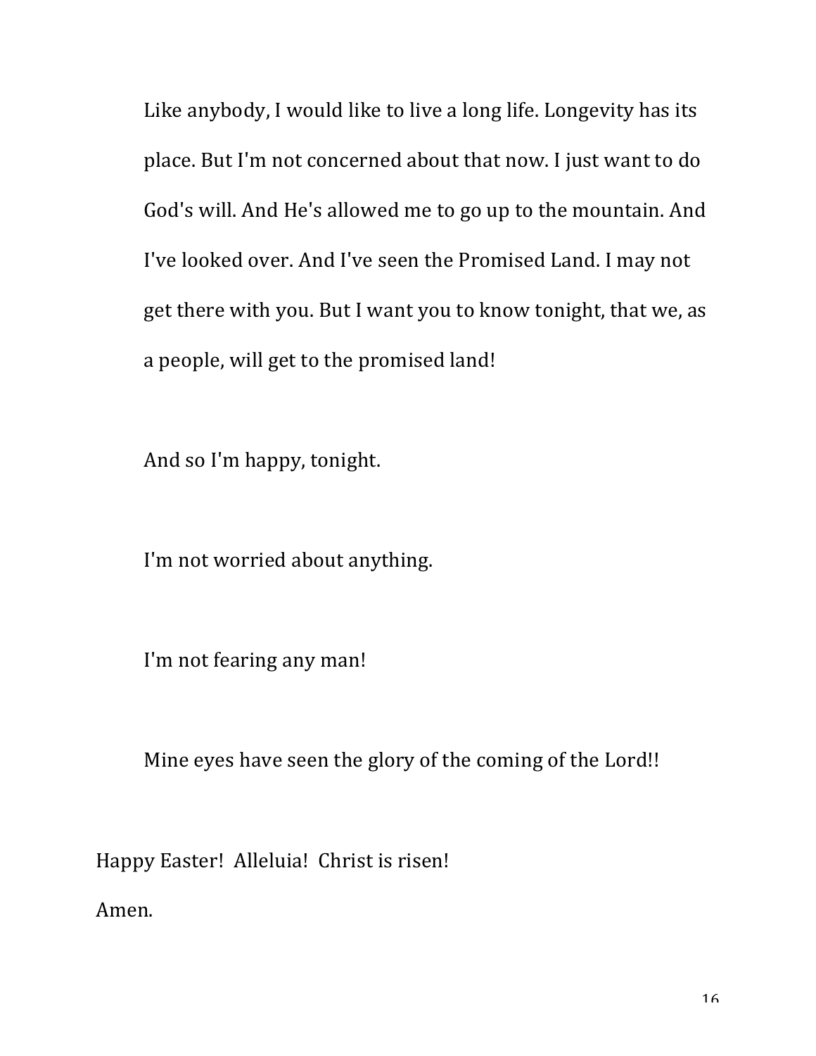Like anybody, I would like to live a long life. Longevity has its place. But I'm not concerned about that now. I just want to do God's will. And He's allowed me to go up to the mountain. And I've looked over. And I've seen the Promised Land. I may not get there with you. But I want you to know tonight, that we, as a people, will get to the promised land!

And so I'm happy, tonight.

I'm not worried about anything.

I'm not fearing any man!

Mine eyes have seen the glory of the coming of the Lord!!

Happy Easter! Alleluia! Christ is risen!

Amen.